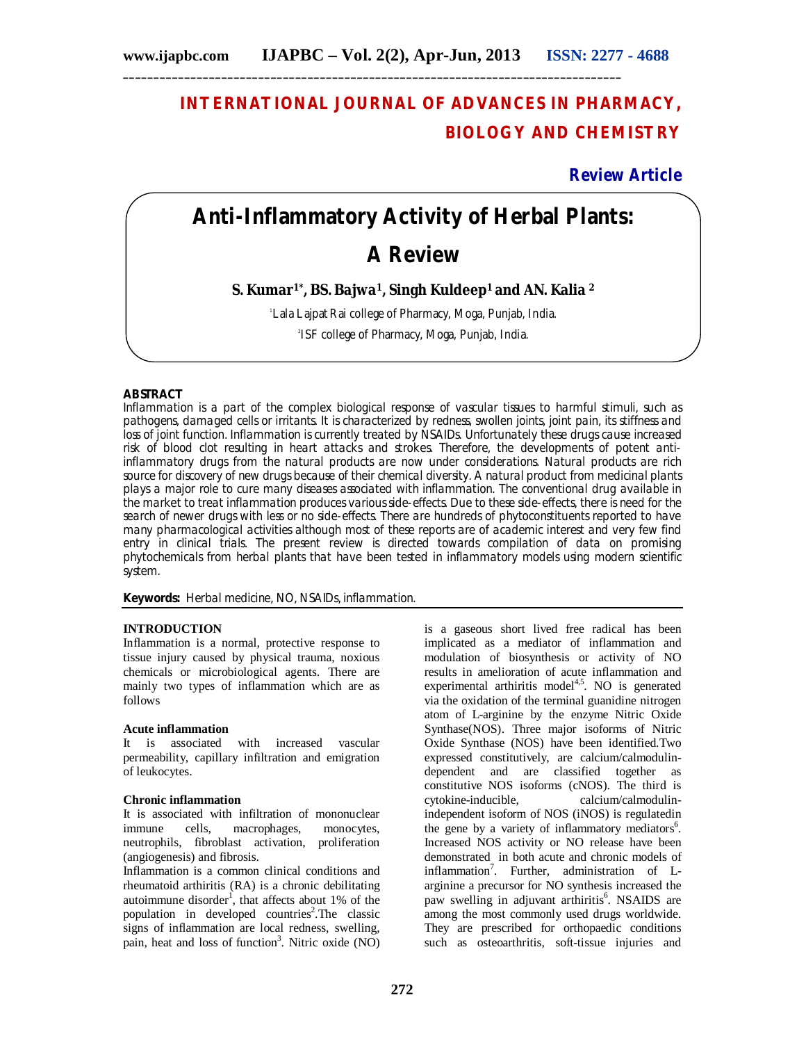# INTERNATIONAL JOURNAL OF ADVANCES IN PHARMACY, BIOLOGY AND CHEMISTRY

**Review Article**

# Anti-Inflammatory Activity of Herbal Plants: A Review

**S. Kumar[1*], BS. Bajwa[1], Singh Kuldeep[1] and AN. Kalia [2]**

[1]Lala Lajpat Rai college of Pharmacy, Moga, Punjab, India.

[2]ISF college of Pharmacy, Moga, Punjab, India.

## ABSTRACT

Inflammation is a part of the complex biological response of vascular tissues to harmful stimuli, such as pathogens, damaged cells or irritants. It is characterized by redness, swollen joints, joint pain, its stiffness and loss of joint function. Inflammation is currently treated by NSAIDs. Unfortunately these drugs cause increased risk of blood clot resulting in heart attacks and strokes. Therefore, the developments of potent anti-inflammatory drugs from the natural products are now under considerations. Natural products are rich source for discovery of new drugs because of their chemical diversity. A natural product from medicinal plants plays a major role to cure many diseases associated with inflammation. The conventional drug available in the market to treat inflammation produces various side-effects. Due to these side-effects, there is need for the search of newer drugs with less or no side-effects. There are hundreds of phytoconstituents reported to have many pharmacological activities although most of these reports are of academic interest and very few find entry in clinical trials. The present review is directed towards compilation of data on promising phytochemicals from herbal plants that have been tested in inflammatory models using modern scientific system.

**Keywords:** Herbal medicine, NO, NSAIDs, inflammation.

## INTRODUCTION

Inflammation is a normal, protective response to tissue injury caused by physical trauma, noxious chemicals or microbiological agents. There are mainly two types of inflammation which are as follows

### Acute inflammation

It is associated with increased vascular permeability, capillary infiltration and emigration of leukocytes.

### Chronic inflammation

It is associated with infiltration of mononuclear immune cells, macrophages, monocytes, neutrophils, fibroblast activation, proliferation (angiogenesis) and fibrosis.

Inflammation is a common clinical conditions and rheumatoid arthritis (RA) is a chronic debilitating autoimmune disorder[1], that affects about 1% of the population in developed countries[2].The classic signs of inflammation are local redness, swelling, pain, heat and loss of function[3]. Nitric oxide (NO) is a gaseous short lived free radical has been implicated as a mediator of inflammation and modulation of biosynthesis or activity of NO results in amelioration of acute inflammation and experimental arthritis model[4,5]. NO is generated via the oxidation of the terminal guanidine nitrogen atom of L-arginine by the enzyme Nitric Oxide Synthase(NOS). Three major isoforms of Nitric Oxide Synthase (NOS) have been identified.Two expressed constitutively, are calcium/calmodulin-dependent and are classified together as constitutive NOS isoforms (cNOS). The third is cytokine-inducible, calcium/calmodulin-independent isoform of NOS (iNOS) is regulatedin the gene by a variety of inflammatory mediators[6]. Increased NOS activity or NO release have been demonstrated in both acute and chronic models of inflammation[7]. Further, administration of L-arginine a precursor for NO synthesis increased the paw swelling in adjuvant arthiritis[6]. NSAIDS are among the most commonly used drugs worldwide. They are prescribed for orthopaedic conditions such as osteoarthritis, soft-tissue injuries and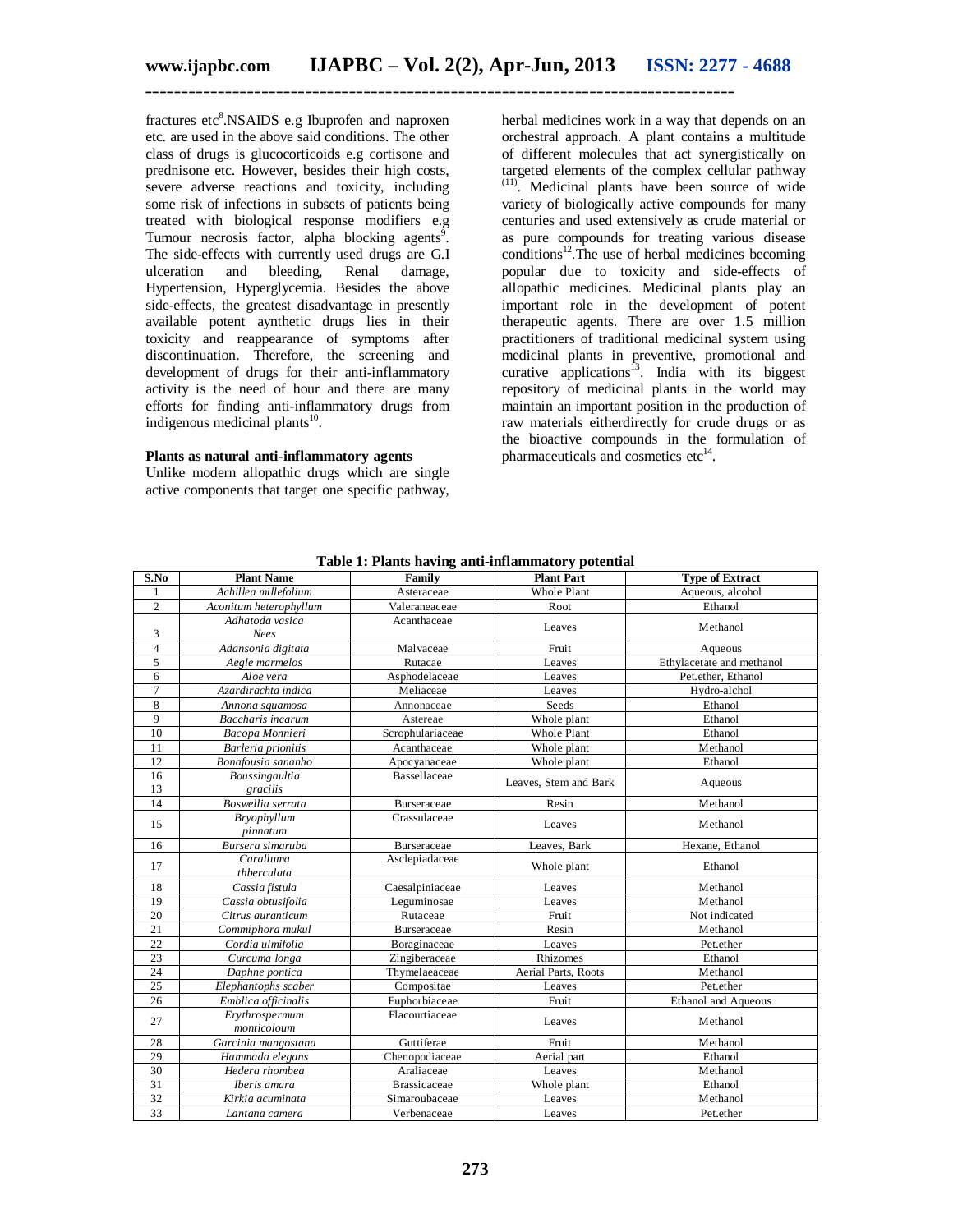fractures etc[8].NSAIDS e.g Ibuprofen and naproxen etc. are used in the above said conditions. The other class of drugs is glucocorticoids e.g cortisone and prednisone etc. However, besides their high costs, severe adverse reactions and toxicity, including some risk of infections in subsets of patients being treated with biological response modifiers e.g Tumour necrosis factor, alpha blocking agents[9]. The side-effects with currently used drugs are G.I ulceration and bleeding, Renal damage, Hypertension, Hyperglycemia. Besides the above side-effects, the greatest disadvantage in presently available potent aynthetic drugs lies in their toxicity and reappearance of symptoms after discontinuation. Therefore, the screening and development of drugs for their anti-inflammatory activity is the need of hour and there are many efforts for finding anti-inflammatory drugs from indigenous medicinal plants[10].

**Plants as natural anti-inflammatory agents**

Unlike modern allopathic drugs which are single active components that target one specific pathway, herbal medicines work in a way that depends on an orchestral approach. A plant contains a multitude of different molecules that act synergistically on targeted elements of the complex cellular pathway [(11)]. Medicinal plants have been source of wide variety of biologically active compounds for many centuries and used extensively as crude material or as pure compounds for treating various disease conditions[12].The use of herbal medicines becoming popular due to toxicity and side-effects of allopathic medicines. Medicinal plants play an important role in the development of potent therapeutic agents. There are over 1.5 million practitioners of traditional medicinal system using medicinal plants in preventive, promotional and curative applications[13]. India with its biggest repository of medicinal plants in the world may maintain an important position in the production of raw materials eitherdirectly for crude drugs or as the bioactive compounds in the formulation of pharmaceuticals and cosmetics etc[14].

**Table 1: Plants having anti-inflammatory potential**

| S.No | Plant Name | Family | Plant Part | Type of Extract |
|---|---|---|---|---|
| 1 | *Achillea millefolium* | Asteraceae | Whole Plant | Aqueous, alcohol |
| 2 | *Aconitum heterophyllum* | Valeraneaceae | Root | Ethanol |
| 3 | *Adhatoda vasica Nees* | Acanthaceae | Leaves | Methanol |
| 4 | *Adansonia digitata* | Malvaceae | Fruit | Aqueous |
| 5 | *Aegle marmelos* | Rutacae | Leaves | Ethylacetate and methanol |
| 6 | *Aloe vera* | Asphodelaceae | Leaves | Pet.ether, Ethanol |
| 7 | *Azardirachta indica* | Meliaceae | Leaves | Hydro-alchol |
| 8 | *Annona squamosa* | Annonaceae | Seeds | Ethanol |
| 9 | *Baccharis incarum* | Astereae | Whole plant | Ethanol |
| 10 | *Bacopa Monnieri* | Scrophulariaceae | Whole Plant | Ethanol |
| 11 | *Barleria prionitis* | Acanthaceae | Whole plant | Methanol |
| 12 | *Bonafousia sananho* | Apocyanaceae | Whole plant | Ethanol |
| 16 13 | *Boussingaultia gracilis* | Bassellaceae | Leaves, Stem and Bark | Aqueous |
| 14 | *Boswellia serrata* | Burseraceae | Resin | Methanol |
| 15 | *Bryophyllum pinnatum* | Crassulaceae | Leaves | Methanol |
| 16 | *Bursera simaruba* | Burseraceae | Leaves, Bark | Hexane, Ethanol |
| 17 | *Caralluma thberculata* | Asclepiadaceae | Whole plant | Ethanol |
| 18 | *Cassia fistula* | Caesalpiniaceae | Leaves | Methanol |
| 19 | *Cassia obtusifolia* | Leguminosae | Leaves | Methanol |
| 20 | *Citrus auranticum* | Rutaceae | Fruit | Not indicated |
| 21 | *Commiphora mukul* | Burseraceae | Resin | Methanol |
| 22 | *Cordia ulmifolia* | Boraginaceae | Leaves | Pet.ether |
| 23 | *Curcuma longa* | Zingiberaceae | Rhizomes | Ethanol |
| 24 | *Daphne pontica* | Thymelaeaceae | Aerial Parts, Roots | Methanol |
| 25 | *Elephantophs scaber* | Compositae | Leaves | Pet.ether |
| 26 | *Emblica officinalis* | Euphorbiaceae | Fruit | Ethanol and Aqueous |
| 27 | *Erythrospermum monticoloum* | Flacourtiaceae | Leaves | Methanol |
| 28 | *Garcinia mangostana* | Guttiferae | Fruit | Methanol |
| 29 | *Hammada elegans* | Chenopodiaceae | Aerial part | Ethanol |
| 30 | *Hedera rhombea* | Araliaceae | Leaves | Methanol |
| 31 | *Iberis amara* | Brassicaceae | Whole plant | Ethanol |
| 32 | *Kirkia acuminata* | Simaroubaceae | Leaves | Methanol |
| 33 | *Lantana camera* | Verbenaceae | Leaves | Pet.ether |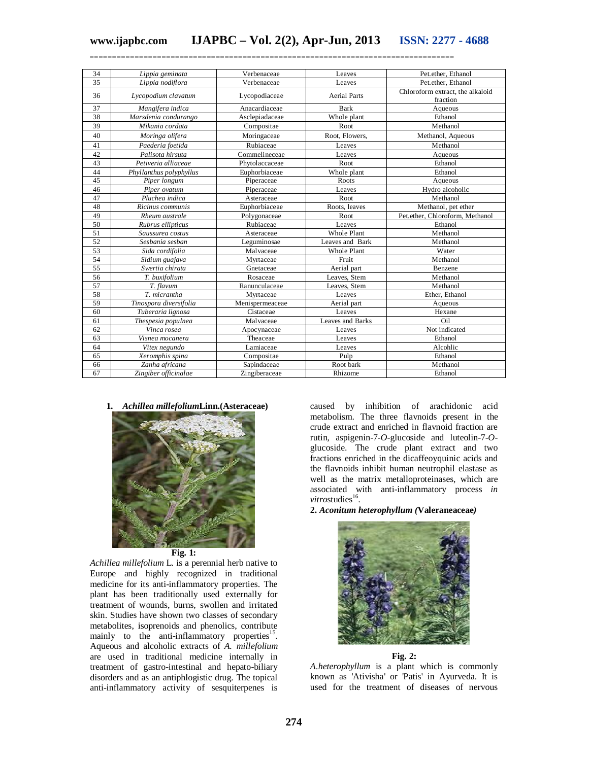| 34 | *Lippia geminata* | Verbenaceae | Leaves | Pet.ether, Ethanol |
|---|---|---|---|---|
| 35 | *Lippia nodiflora* | Verbenaceae | Leaves | Pet.ether, Ethanol |
| 36 | *Lycopodium clavatum* | Lycopodiaceae | Aerial Parts | Chloroform extract, the alkaloid fraction |
| 37 | *Mangifera indica* | Anacardiaceae | Bark | Aqueous |
| 38 | *Marsdenia condurango* | Asclepiadaceae | Whole plant | Ethanol |
| 39 | *Mikania cordata* | Compositae | Root | Methanol |
| 40 | *Moringa olifera* | Moringaceae | Root, Flowers, | Methanol, Aqueous |
| 41 | *Paederia foetida* | Rubiaceae | Leaves | Methanol |
| 42 | *Palisota hirsuta* | Commelineceae | Leaves | Aqueous |
| 43 | *Petiveria alliaceae* | Phytolaccaceae | Root | Ethanol |
| 44 | *Phyllanthus polyphyllus* | Euphorbiaceae | Whole plant | Ethanol |
| 45 | *Piper longum* | Piperaceae | Roots | Aqueous |
| 46 | *Piper ovatum* | Piperaceae | Leaves | Hydro alcoholic |
| 47 | *Pluchea indica* | Asteraceae | Root | Methanol |
| 48 | *Ricinus communis* | Euphorbiaceae | Roots, leaves | Methanol, pet ether |
| 49 | *Rheum australe* | Polygonaceae | Root | Pet.ether, Chloroform, Methanol |
| 50 | *Rubrus ellipticus* | Rubiaceae | Leaves | Ethanol |
| 51 | *Saussurea costus* | Asteraceae | Whole Plant | Methanol |
| 52 | *Sesbania sesban* | Leguminosae | Leaves and Bark | Methanol |
| 53 | *Sida cordifolia* | Malvaceae | Whole Plant | Water |
| 54 | *Sidium guajava* | Myrtaceae | Fruit | Methanol |
| 55 | *Swertia chirata* | Gnetaceae | Aerial part | Benzene |
| 56 | *T. buxifolium* | Rosaceae | Leaves, Stem | Methanol |
| 57 | *T. flavum* | Ranunculaceae | Leaves, Stem | Methanol |
| 58 | *T. micrantha* | Myrtaceae | Leaves | Ether, Ethanol |
| 59 | *Tinospora diversifolia* | Menispermeaceae | Aerial part | Aqueous |
| 60 | *Tuberaria lignosa* | Cistaceae | Leaves | Hexane |
| 61 | *Thespesia populnea* | Malvaceae | Leaves and Barks | Oil |
| 62 | *Vinca rosea* | Apocynaceae | Leaves | Not indicated |
| 63 | *Visnea mocanera* | Theaceae | Leaves | Ethanol |
| 64 | *Vitex negundo* | Lamiaceae | Leaves | Alcohlic |
| 65 | *Xeromphis spina* | Compositae | Pulp | Ethanol |
| 66 | *Zanha africana* | Sapindaceae | Root bark | Methanol |
| 67 | *Zingiber officinalae* | Zingiberaceae | Rhizome | Ethanol |

**1. *Achillea millefolium*Linn.(Asteraceae)**

**Fig. 1:**

*Achillea millefolium* L. is a perennial herb native to Europe and highly recognized in traditional medicine for its anti-inflammatory properties. The plant has been traditionally used externally for treatment of wounds, burns, swollen and irritated skin. Studies have shown two classes of secondary metabolites, isoprenoids and phenolics, contribute mainly to the anti-inflammatory properties[15]. Aqueous and alcoholic extracts of *A. millefolium* are used in traditional medicine internally in treatment of gastro-intestinal and hepato-biliary disorders and as an antiphlogistic drug. The topical anti-inflammatory activity of sesquiterpenes is caused by inhibition of arachidonic acid metabolism. The three flavnoids present in the crude extract and enriched in flavnoid fraction are rutin, aspigenin-7-*O*-glucoside and luteolin-7-*O*-glucoside. The crude plant extract and two fractions enriched in the dicaffeoyquinic acids and the flavnoids inhibit human neutrophil elastase as well as the matrix metalloproteinases, which are associated with anti-inflammatory process *in vitro*studies[16].

**2. *Aconitum heterophyllum (*Valeraneaceae*)***

**Fig. 2:**

*A.heterophyllum* is a plant which is commonly known as 'Ativisha' or 'Patis' in Ayurveda. It is used for the treatment of diseases of nervous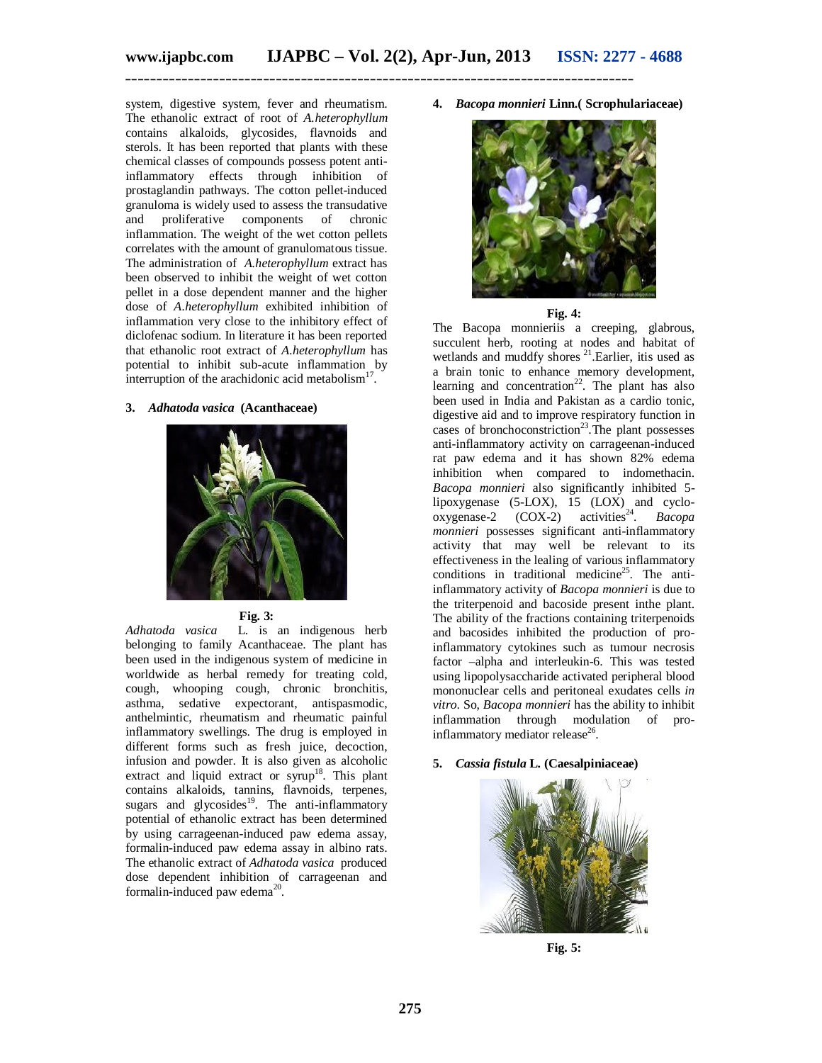system, digestive system, fever and rheumatism. The ethanolic extract of root of *A.heterophyllum* contains alkaloids, glycosides, flavnoids and sterols. It has been reported that plants with these chemical classes of compounds possess potent anti-inflammatory effects through inhibition of prostaglandin pathways. The cotton pellet-induced granuloma is widely used to assess the transudative and proliferative components of chronic inflammation. The weight of the wet cotton pellets correlates with the amount of granulomatous tissue. The administration of *A.heterophyllum* extract has been observed to inhibit the weight of wet cotton pellet in a dose dependent manner and the higher dose of *A.heterophyllum* exhibited inhibition of inflammation very close to the inhibitory effect of diclofenac sodium. In literature it has been reported that ethanolic root extract of *A.heterophyllum* has potential to inhibit sub-acute inflammation by interruption of the arachidonic acid metabolism[17].

### 3. *Adhatoda vasica* (Acanthaceae)

**Fig. 3:**

*Adhatoda vasica* L. is an indigenous herb belonging to family Acanthaceae. The plant has been used in the indigenous system of medicine in worldwide as herbal remedy for treating cold, cough, whooping cough, chronic bronchitis, asthma, sedative expectorant, antispasmodic, anthelmintic, rheumatism and rheumatic painful inflammatory swellings. The drug is employed in different forms such as fresh juice, decoction, infusion and powder. It is also given as alcoholic extract and liquid extract or syrup[18]. This plant contains alkaloids, tannins, flavnoids, terpenes, sugars and glycosides[19]. The anti-inflammatory potential of ethanolic extract has been determined by using carrageenan-induced paw edema assay, formalin-induced paw edema assay in albino rats. The ethanolic extract of *Adhatoda vasica* produced dose dependent inhibition of carrageenan and formalin-induced paw edema[20].

### 4. *Bacopa monnieri* Linn.( Scrophulariaceae)

**Fig. 4:**

The Bacopa monnieriis a creeping, glabrous, succulent herb, rooting at nodes and habitat of wetlands and muddfy shores [21].Earlier, itis used as a brain tonic to enhance memory development, learning and concentration[22]. The plant has also been used in India and Pakistan as a cardio tonic, digestive aid and to improve respiratory function in cases of bronchoconstriction[23].The plant possesses anti-inflammatory activity on carrageenan-induced rat paw edema and it has shown 82% edema inhibition when compared to indomethacin. *Bacopa monnieri* also significantly inhibited 5-lipoxygenase (5-LOX), 15 (LOX) and cyclo-oxygenase-2 (COX-2) activities[24]. *Bacopa monnieri* possesses significant anti-inflammatory activity that may well be relevant to its effectiveness in the lealing of various inflammatory conditions in traditional medicine[25]. The anti-inflammatory activity of *Bacopa monnieri* is due to the triterpenoid and bacoside present inthe plant. The ability of the fractions containing triterpenoids and bacosides inhibited the production of pro-inflammatory cytokines such as tumour necrosis factor –alpha and interleukin-6. This was tested using lipopolysaccharide activated peripheral blood mononuclear cells and peritoneal exudates cells *in vitro*. So, *Bacopa monnieri* has the ability to inhibit inflammation through modulation of pro-inflammatory mediator release[26].

### 5. *Cassia fistula* L. (Caesalpiniaceae)

**Fig. 5:**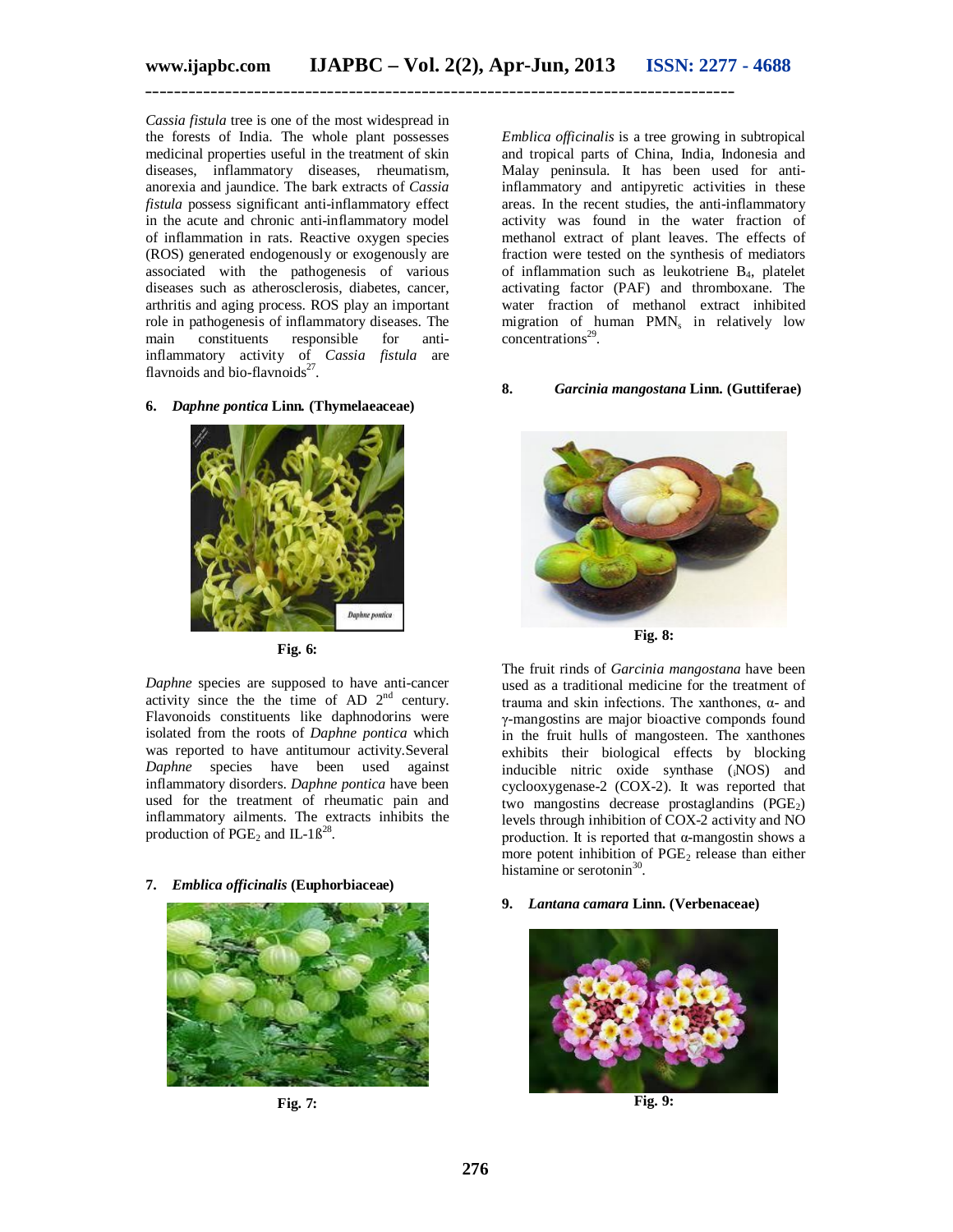*Cassia fistula* tree is one of the most widespread in the forests of India. The whole plant possesses medicinal properties useful in the treatment of skin diseases, inflammatory diseases, rheumatism, anorexia and jaundice. The bark extracts of *Cassia fistula* possess significant anti-inflammatory effect in the acute and chronic anti-inflammatory model of inflammation in rats. Reactive oxygen species (ROS) generated endogenously or exogenously are associated with the pathogenesis of various diseases such as atherosclerosis, diabetes, cancer, arthritis and aging process. ROS play an important role in pathogenesis of inflammatory diseases. The main constituents responsible for anti-inflammatory activity of *Cassia fistula* are flavnoids and bio-flavnoids[27].

**6. *Daphne pontica* Linn. (Thymelaeaceae)**

**Fig. 6:**

*Daphne* species are supposed to have anti-cancer activity since the the time of AD $2^{nd}$ century. Flavonoids constituents like daphnodorins were isolated from the roots of *Daphne pontica* which was reported to have antitumour activity.Several *Daphne* species have been used against inflammatory disorders. *Daphne pontica* have been used for the treatment of rheumatic pain and inflammatory ailments. The extracts inhibits the production of $PGE_2$ and IL-1ß[28].

**7. *Emblica officinalis* (Euphorbiaceae)**

**Fig. 7:**

*Emblica officinalis* is a tree growing in subtropical and tropical parts of China, India, Indonesia and Malay peninsula. It has been used for anti-inflammatory and antipyretic activities in these areas. In the recent studies, the anti-inflammatory activity was found in the water fraction of methanol extract of plant leaves. The effects of fraction were tested on the synthesis of mediators of inflammation such as leukotriene $B_4$, platelet activating factor (PAF) and thromboxane. The water fraction of methanol extract inhibited migration of human $PMN_s$ in relatively low concentrations[29].

**8. *Garcinia mangostana* Linn. (Guttiferae)**

**Fig. 8:**

The fruit rinds of *Garcinia mangostana* have been used as a traditional medicine for the treatment of trauma and skin infections. The xanthones, α- and γ-mangostins are major bioactive componds found in the fruit hulls of mangosteen. The xanthones exhibits their biological effects by blocking inducible nitric oxide synthase ($_i$NOS) and cyclooxygenase-2 (COX-2). It was reported that two mangostins decrease prostaglandins ($PGE_2$) levels through inhibition of COX-2 activity and NO production. It is reported that α-mangostin shows a more potent inhibition of $PGE_2$ release than either histamine or serotonin[30].

**9. *Lantana camara* Linn. (Verbenaceae)**

**Fig. 9:**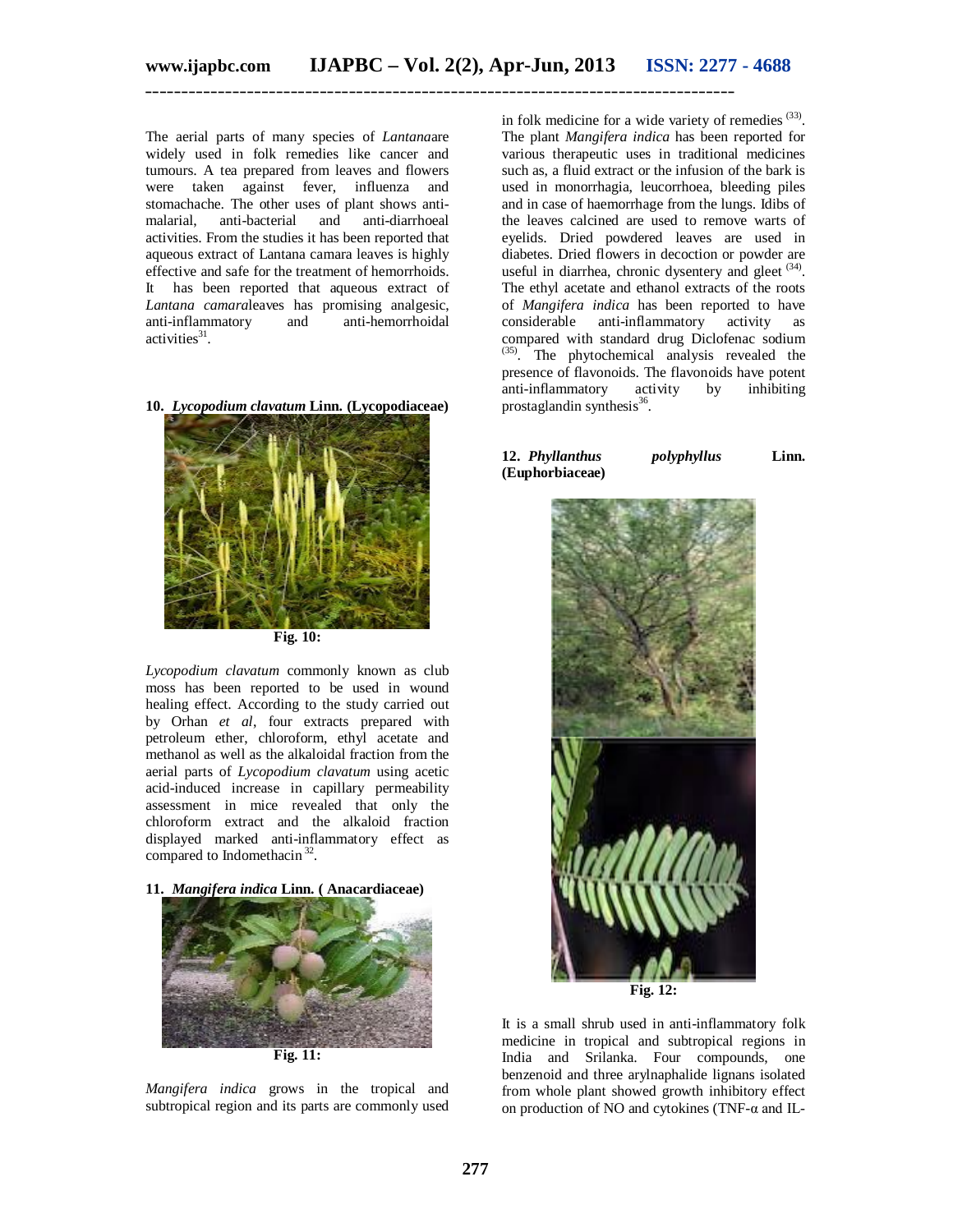The aerial parts of many species of *Lantana*are widely used in folk remedies like cancer and tumours. A tea prepared from leaves and flowers were taken against fever, influenza and stomachache. The other uses of plant shows anti-malarial, anti-bacterial and anti-diarrhoeal activities. From the studies it has been reported that aqueous extract of Lantana camara leaves is highly effective and safe for the treatment of hemorrhoids. It has been reported that aqueous extract of *Lantana camara*leaves has promising analgesic, anti-inflammatory and anti-hemorrhoidal activities[31].

**10. *Lycopodium clavatum* Linn. (Lycopodiaceae)**

**Fig. 10:**

*Lycopodium clavatum* commonly known as club moss has been reported to be used in wound healing effect. According to the study carried out by Orhan *et al*, four extracts prepared with petroleum ether, chloroform, ethyl acetate and methanol as well as the alkaloidal fraction from the aerial parts of *Lycopodium clavatum* using acetic acid-induced increase in capillary permeability assessment in mice revealed that only the chloroform extract and the alkaloid fraction displayed marked anti-inflammatory effect as compared to Indomethacin[32].

**11. *Mangifera indica* Linn. ( Anacardiaceae)**

**Fig. 11:**

*Mangifera indica* grows in the tropical and subtropical region and its parts are commonly used in folk medicine for a wide variety of remedies [33]. The plant *Mangifera indica* has been reported for various therapeutic uses in traditional medicines such as, a fluid extract or the infusion of the bark is used in monorrhagia, leucorrhoea, bleeding piles and in case of haemorrhage from the lungs. Idibs of the leaves calcined are used to remove warts of eyelids. Dried powdered leaves are used in diabetes. Dried flowers in decoction or powder are useful in diarrhea, chronic dysentery and gleet [34]. The ethyl acetate and ethanol extracts of the roots of *Mangifera indica* has been reported to have considerable anti-inflammatory activity as compared with standard drug Diclofenac sodium [35]. The phytochemical analysis revealed the presence of flavonoids. The flavonoids have potent anti-inflammatory activity by inhibiting prostaglandin synthesis[36].

**12. *Phyllanthus polyphyllus* Linn. (Euphorbiaceae)**

**Fig. 12:**

It is a small shrub used in anti-inflammatory folk medicine in tropical and subtropical regions in India and Srilanka. Four compounds, one benzenoid and three arylnaphalide lignans isolated from whole plant showed growth inhibitory effect on production of NO and cytokines (TNF-α and IL-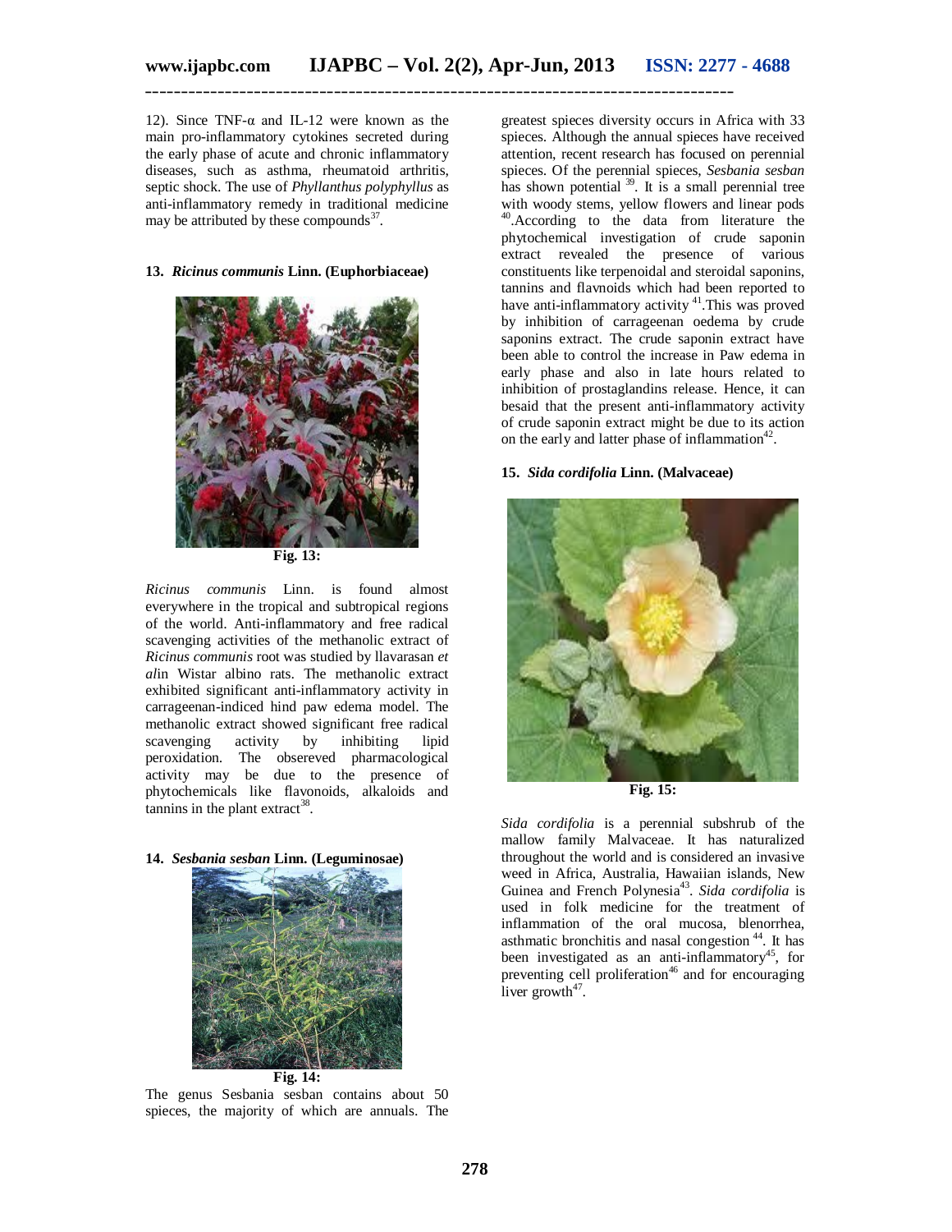12). Since TNF-α and IL-12 were known as the main pro-inflammatory cytokines secreted during the early phase of acute and chronic inflammatory diseases, such as asthma, rheumatoid arthritis, septic shock. The use of *Phyllanthus polyphyllus* as anti-inflammatory remedy in traditional medicine may be attributed by these compounds[37].

#### 13. *Ricinus communis* Linn. (Euphorbiaceae)

**Fig. 13:**

*Ricinus communis* Linn. is found almost everywhere in the tropical and subtropical regions of the world. Anti-inflammatory and free radical scavenging activities of the methanolic extract of *Ricinus communis* root was studied by llavarasan *et al*in Wistar albino rats. The methanolic extract exhibited significant anti-inflammatory activity in carrageenan-indiced hind paw edema model. The methanolic extract showed significant free radical scavenging activity by inhibiting lipid peroxidation. The obsereved pharmacological activity may be due to the presence of phytochemicals like flavonoids, alkaloids and tannins in the plant extract[38].

#### 14. *Sesbania sesban* Linn. (Leguminosae)

**Fig. 14:**

The genus Sesbania sesban contains about 50 spieces, the majority of which are annuals. The greatest spieces diversity occurs in Africa with 33 spieces. Although the annual spieces have received attention, recent research has focused on perennial spieces. Of the perennial spieces, *Sesbania sesban* has shown potential [39]. It is a small perennial tree with woody stems, yellow flowers and linear pods [40].According to the data from literature the phytochemical investigation of crude saponin extract revealed the presence of various constituents like terpenoidal and steroidal saponins, tannins and flavnoids which had been reported to have anti-inflammatory activity [41].This was proved by inhibition of carrageenan oedema by crude saponins extract. The crude saponin extract have been able to control the increase in Paw edema in early phase and also in late hours related to inhibition of prostaglandins release. Hence, it can besaid that the present anti-inflammatory activity of crude saponin extract might be due to its action on the early and latter phase of inflammation[42].

#### 15. *Sida cordifolia* Linn. (Malvaceae)

**Fig. 15:**

*Sida cordifolia* is a perennial subshrub of the mallow family Malvaceae. It has naturalized throughout the world and is considered an invasive weed in Africa, Australia, Hawaiian islands, New Guinea and French Polynesia[43]. *Sida cordifolia* is used in folk medicine for the treatment of inflammation of the oral mucosa, blenorrhea, asthmatic bronchitis and nasal congestion [44]. It has been investigated as an anti-inflammatory[45], for preventing cell proliferation[46] and for encouraging liver growth[47].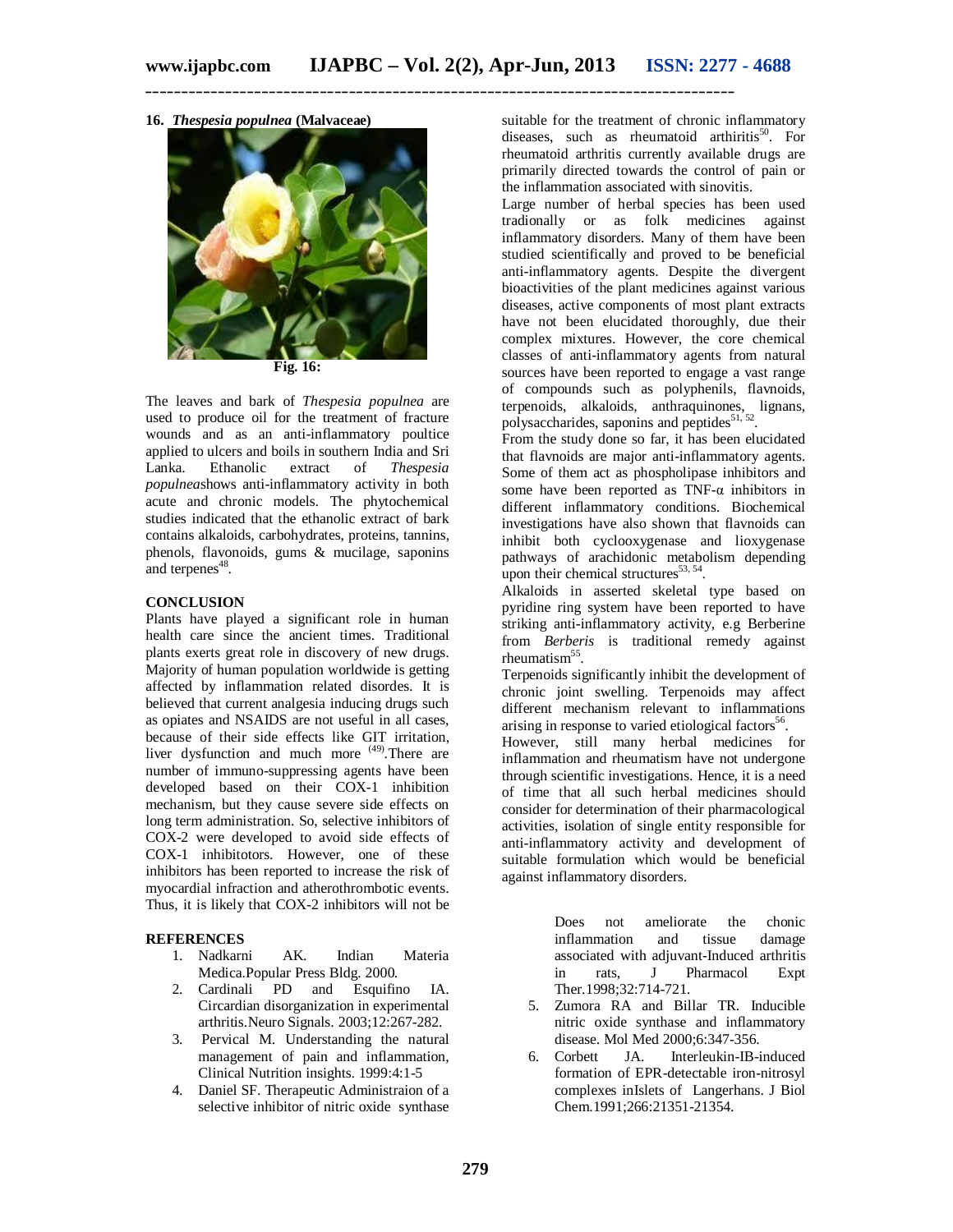**16. *Thespesia populnea* (Malvaceae)**

Fig. 16:

The leaves and bark of *Thespesia populnea* are used to produce oil for the treatment of fracture wounds and as an anti-inflammatory poultice applied to ulcers and boils in southern India and Sri Lanka. Ethanolic extract of *Thespesia populnea*shows anti-inflammatory activity in both acute and chronic models. The phytochemical studies indicated that the ethanolic extract of bark contains alkaloids, carbohydrates, proteins, tannins, phenols, flavonoids, gums & mucilage, saponins and terpenes[48].

## CONCLUSION

Plants have played a significant role in human health care since the ancient times. Traditional plants exerts great role in discovery of new drugs. Majority of human population worldwide is getting affected by inflammation related disordes. It is believed that current analgesia inducing drugs such as opiates and NSAIDS are not useful in all cases, because of their side effects like GIT irritation, liver dysfunction and much more [49].There are number of immuno-suppressing agents have been developed based on their COX-1 inhibition mechanism, but they cause severe side effects on long term administration. So, selective inhibitors of COX-2 were developed to avoid side effects of COX-1 inhibitotors. However, one of these inhibitors has been reported to increase the risk of myocardial infraction and atherothrombotic events. Thus, it is likely that COX-2 inhibitors will not be suitable for the treatment of chronic inflammatory diseases, such as rheumatoid arthiritis[50]. For rheumatoid arthritis currently available drugs are primarily directed towards the control of pain or the inflammation associated with sinovitis.

Large number of herbal species has been used tradionally or as folk medicines against inflammatory disorders. Many of them have been studied scientifically and proved to be beneficial anti-inflammatory agents. Despite the divergent bioactivities of the plant medicines against various diseases, active components of most plant extracts have not been elucidated thoroughly, due their complex mixtures. However, the core chemical classes of anti-inflammatory agents from natural sources have been reported to engage a vast range of compounds such as polyphenils, flavnoids, terpenoids, alkaloids, anthraquinones, lignans, polysaccharides, saponins and peptides[51, 52].

From the study done so far, it has been elucidated that flavnoids are major anti-inflammatory agents. Some of them act as phospholipase inhibitors and some have been reported as TNF-α inhibitors in different inflammatory conditions. Biochemical investigations have also shown that flavnoids can inhibit both cyclooxygenase and lioxygenase pathways of arachidonic metabolism depending upon their chemical structures[53, 54].

Alkaloids in asserted skeletal type based on pyridine ring system have been reported to have striking anti-inflammatory activity, e.g Berberine from *Berberis* is traditional remedy against rheumatism[55].

Terpenoids significantly inhibit the development of chronic joint swelling. Terpenoids may affect different mechanism relevant to inflammations arising in response to varied etiological factors[56].

However, still many herbal medicines for inflammation and rheumatism have not undergone through scientific investigations. Hence, it is a need of time that all such herbal medicines should consider for determination of their pharmacological activities, isolation of single entity responsible for anti-inflammatory activity and development of suitable formulation which would be beneficial against inflammatory disorders.

## REFERENCES

1. Nadkarni AK. Indian Materia Medica.Popular Press Bldg. 2000.
2. Cardinali PD and Esquifino IA. Circardian disorganization in experimental arthritis.Neuro Signals. 2003;12:267-282.
3. Pervical M. Understanding the natural management of pain and inflammation, Clinical Nutrition insights. 1999:4:1-5
4. Daniel SF. Therapeutic Administraion of a selective inhibitor of nitric oxide synthase Does not ameliorate the chonic inflammation and tissue damage associated with adjuvant-Induced arthritis in rats, J Pharmacol Expt Ther.1998;32:714-721.
5. Zumora RA and Billar TR. Inducible nitric oxide synthase and inflammatory disease. Mol Med 2000;6:347-356.
6. Corbett JA. Interleukin-IB-induced formation of EPR-detectable iron-nitrosyl complexes inIslets of Langerhans. J Biol Chem.1991;266:21351-21354.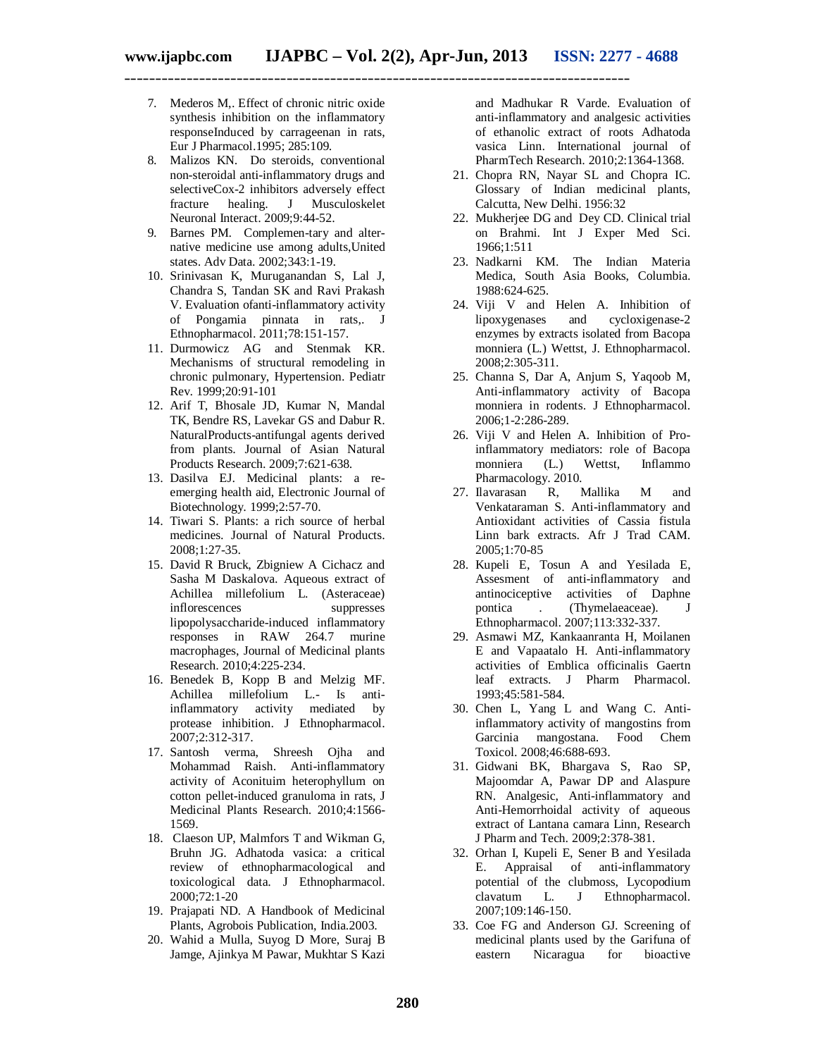7. Mederos M,. Effect of chronic nitric oxide synthesis inhibition on the inflammatory responseInduced by carrageenan in rats, Eur J Pharmacol.1995; 285:109.
8. Malizos KN. Do steroids, conventional non-steroidal anti-inflammatory drugs and selectiveCox-2 inhibitors adversely effect fracture healing. J Musculoskelet Neuronal Interact. 2009;9:44-52.
9. Barnes PM. Complemen-tary and alter-native medicine use among adults,United states. Adv Data. 2002;343:1-19.
10. Srinivasan K, Muruganandan S, Lal J, Chandra S, Tandan SK and Ravi Prakash V. Evaluation ofanti-inflammatory activity of Pongamia pinnata in rats,. J Ethnopharmacol. 2011;78:151-157.
11. Durmowicz AG and Stenmak KR. Mechanisms of structural remodeling in chronic pulmonary, Hypertension. Pediatr Rev. 1999;20:91-101
12. Arif T, Bhosale JD, Kumar N, Mandal TK, Bendre RS, Lavekar GS and Dabur R. NaturalProducts-antifungal agents derived from plants. Journal of Asian Natural Products Research. 2009;7:621-638.
13. Dasilva EJ. Medicinal plants: a re-emerging health aid, Electronic Journal of Biotechnology. 1999;2:57-70.
14. Tiwari S. Plants: a rich source of herbal medicines. Journal of Natural Products. 2008;1:27-35.
15. David R Bruck, Zbigniew A Cichacz and Sasha M Daskalova. Aqueous extract of Achillea millefolium L. (Asteraceae) inflorescences suppresses lipopolysaccharide-induced inflammatory responses in RAW 264.7 murine macrophages, Journal of Medicinal plants Research. 2010;4:225-234.
16. Benedek B, Kopp B and Melzig MF. Achillea millefolium L.- Is anti-inflammatory activity mediated by protease inhibition. J Ethnopharmacol. 2007;2:312-317.
17. Santosh verma, Shreesh Ojha and Mohammad Raish. Anti-inflammatory activity of Aconituim heterophyllum on cotton pellet-induced granuloma in rats, J Medicinal Plants Research. 2010;4:1566-1569.
18. Claeson UP, Malmfors T and Wikman G, Bruhn JG. Adhatoda vasica: a critical review of ethnopharmacological and toxicological data. J Ethnopharmacol. 2000;72:1-20
19. Prajapati ND. A Handbook of Medicinal Plants, Agrobois Publication, India.2003.
20. Wahid a Mulla, Suyog D More, Suraj B Jamge, Ajinkya M Pawar, Mukhtar S Kazi and Madhukar R Varde. Evaluation of anti-inflammatory and analgesic activities of ethanolic extract of roots Adhatoda vasica Linn. International journal of PharmTech Research. 2010;2:1364-1368.
21. Chopra RN, Nayar SL and Chopra IC. Glossary of Indian medicinal plants, Calcutta, New Delhi. 1956:32
22. Mukherjee DG and Dey CD. Clinical trial on Brahmi. Int J Exper Med Sci. 1966;1:511
23. Nadkarni KM. The Indian Materia Medica, South Asia Books, Columbia. 1988:624-625.
24. Viji V and Helen A. Inhibition of lipoxygenases and cycloxigenase-2 enzymes by extracts isolated from Bacopa monniera (L.) Wettst, J. Ethnopharmacol. 2008;2:305-311.
25. Channa S, Dar A, Anjum S, Yaqoob M, Anti-inflammatory activity of Bacopa monniera in rodents. J Ethnopharmacol. 2006;1-2:286-289.
26. Viji V and Helen A. Inhibition of Pro-inflammatory mediators: role of Bacopa monniera (L.) Wettst, Inflammo Pharmacology. 2010.
27. Ilavarasan R, Mallika M and Venkataraman S. Anti-inflammatory and Antioxidant activities of Cassia fistula Linn bark extracts. Afr J Trad CAM. 2005;1:70-85
28. Kupeli E, Tosun A and Yesilada E, Assesment of anti-inflammatory and antinociceptive activities of Daphne pontica . (Thymelaeaceae). J Ethnopharmacol. 2007;113:332-337.
29. Asmawi MZ, Kankaanranta H, Moilanen E and Vapaatalo H. Anti-inflammatory activities of Emblica officinalis Gaertn leaf extracts. J Pharm Pharmacol. 1993;45:581-584.
30. Chen L, Yang L and Wang C. Anti-inflammatory activity of mangostins from Garcinia mangostana. Food Chem Toxicol. 2008;46:688-693.
31. Gidwani BK, Bhargava S, Rao SP, Majoomdar A, Pawar DP and Alaspure RN. Analgesic, Anti-inflammatory and Anti-Hemorrhoidal activity of aqueous extract of Lantana camara Linn, Research J Pharm and Tech. 2009;2:378-381.
32. Orhan I, Kupeli E, Sener B and Yesilada E. Appraisal of anti-inflammatory potential of the clubmoss, Lycopodium clavatum L. J Ethnopharmacol. 2007;109:146-150.
33. Coe FG and Anderson GJ. Screening of medicinal plants used by the Garifuna of eastern Nicaragua for bioactive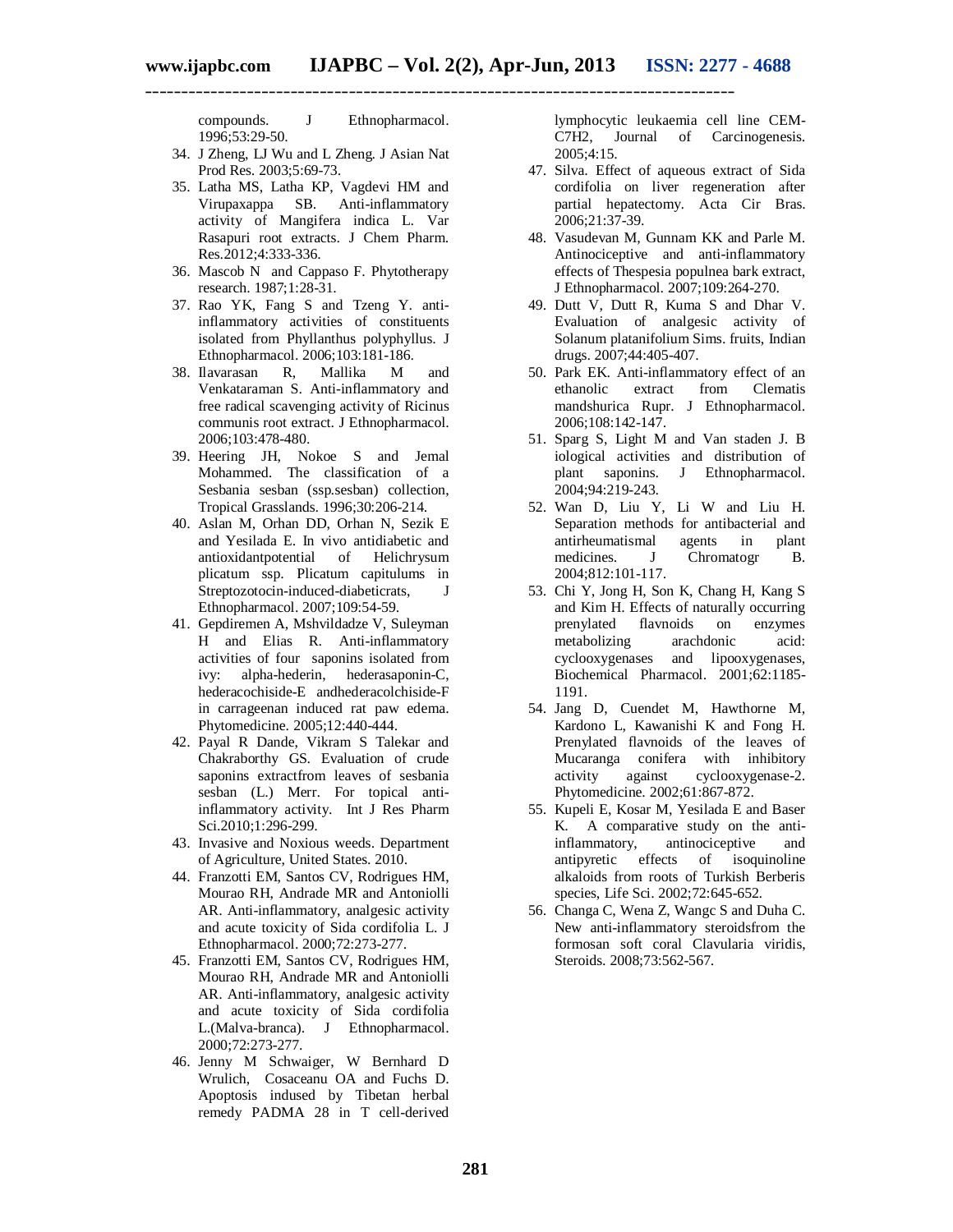compounds. J Ethnopharmacol. 1996;53:29-50.

34. J Zheng, LJ Wu and L Zheng. J Asian Nat Prod Res. 2003;5:69-73.
35. Latha MS, Latha KP, Vagdevi HM and Virupaxappa SB. Anti-inflammatory activity of Mangifera indica L. Var Rasapuri root extracts. J Chem Pharm. Res.2012;4:333-336.
36. Mascob N and Cappaso F. Phytotherapy research. 1987;1:28-31.
37. Rao YK, Fang S and Tzeng Y. anti-inflammatory activities of constituents isolated from Phyllanthus polyphyllus. J Ethnopharmacol. 2006;103:181-186.
38. Ilavarasan R, Mallika M and Venkataraman S. Anti-inflammatory and free radical scavenging activity of Ricinus communis root extract. J Ethnopharmacol. 2006;103:478-480.
39. Heering JH, Nokoe S and Jemal Mohammed. The classification of a Sesbania sesban (ssp.sesban) collection, Tropical Grasslands. 1996;30:206-214.
40. Aslan M, Orhan DD, Orhan N, Sezik E and Yesilada E. In vivo antidiabetic and antioxidantpotential of Helichrysum plicatum ssp. Plicatum capitulums in Streptozotocin-induced-diabeticrats, J Ethnopharmacol. 2007;109:54-59.
41. Gepdiremen A, Mshvildadze V, Suleyman H and Elias R. Anti-inflammatory activities of four saponins isolated from ivy: alpha-hederin, hederasaponin-C, hederacochiside-E andhederacolchiside-F in carrageenan induced rat paw edema. Phytomedicine. 2005;12:440-444.
42. Payal R Dande, Vikram S Talekar and Chakraborthy GS. Evaluation of crude saponins extractfrom leaves of sesbania sesban (L.) Merr. For topical anti-inflammatory activity. Int J Res Pharm Sci.2010;1:296-299.
43. Invasive and Noxious weeds. Department of Agriculture, United States. 2010.
44. Franzotti EM, Santos CV, Rodrigues HM, Mourao RH, Andrade MR and Antoniolli AR. Anti-inflammatory, analgesic activity and acute toxicity of Sida cordifolia L. J Ethnopharmacol. 2000;72:273-277.
45. Franzotti EM, Santos CV, Rodrigues HM, Mourao RH, Andrade MR and Antoniolli AR. Anti-inflammatory, analgesic activity and acute toxicity of Sida cordifolia L.(Malva-branca). J Ethnopharmacol. 2000;72:273-277.
46. Jenny M Schwaiger, W Bernhard D Wrulich, Cosaceanu OA and Fuchs D. Apoptosis indused by Tibetan herbal remedy PADMA 28 in T cell-derived lymphocytic leukaemia cell line CEM-C7H2, Journal of Carcinogenesis. 2005;4:15.
47. Silva. Effect of aqueous extract of Sida cordifolia on liver regeneration after partial hepatectomy. Acta Cir Bras. 2006;21:37-39.
48. Vasudevan M, Gunnam KK and Parle M. Antinociceptive and anti-inflammatory effects of Thespesia populnea bark extract, J Ethnopharmacol. 2007;109:264-270.
49. Dutt V, Dutt R, Kuma S and Dhar V. Evaluation of analgesic activity of Solanum platanifolium Sims. fruits, Indian drugs. 2007;44:405-407.
50. Park EK. Anti-inflammatory effect of an ethanolic extract from Clematis mandshurica Rupr. J Ethnopharmacol. 2006;108:142-147.
51. Sparg S, Light M and Van staden J. B iological activities and distribution of plant saponins. J Ethnopharmacol. 2004;94:219-243.
52. Wan D, Liu Y, Li W and Liu H. Separation methods for antibacterial and antirheumatismal agents in plant medicines. J Chromatogr B. 2004;812:101-117.
53. Chi Y, Jong H, Son K, Chang H, Kang S and Kim H. Effects of naturally occurring prenylated flavnoids on enzymes metabolizing arachdonic acid: cyclooxygenases and lipooxygenases, Biochemical Pharmacol. 2001;62:1185-1191.
54. Jang D, Cuendet M, Hawthorne M, Kardono L, Kawanishi K and Fong H. Prenylated flavnoids of the leaves of Mucaranga conifera with inhibitory activity against cyclooxygenase-2. Phytomedicine. 2002;61:867-872.
55. Kupeli E, Kosar M, Yesilada E and Baser K. A comparative study on the anti-inflammatory, antinociceptive and antipyretic effects of isoquinoline alkaloids from roots of Turkish Berberis species, Life Sci. 2002;72:645-652.
56. Changa C, Wena Z, Wangc S and Duha C. New anti-inflammatory steroidsfrom the formosan soft coral Clavularia viridis, Steroids. 2008;73:562-567.